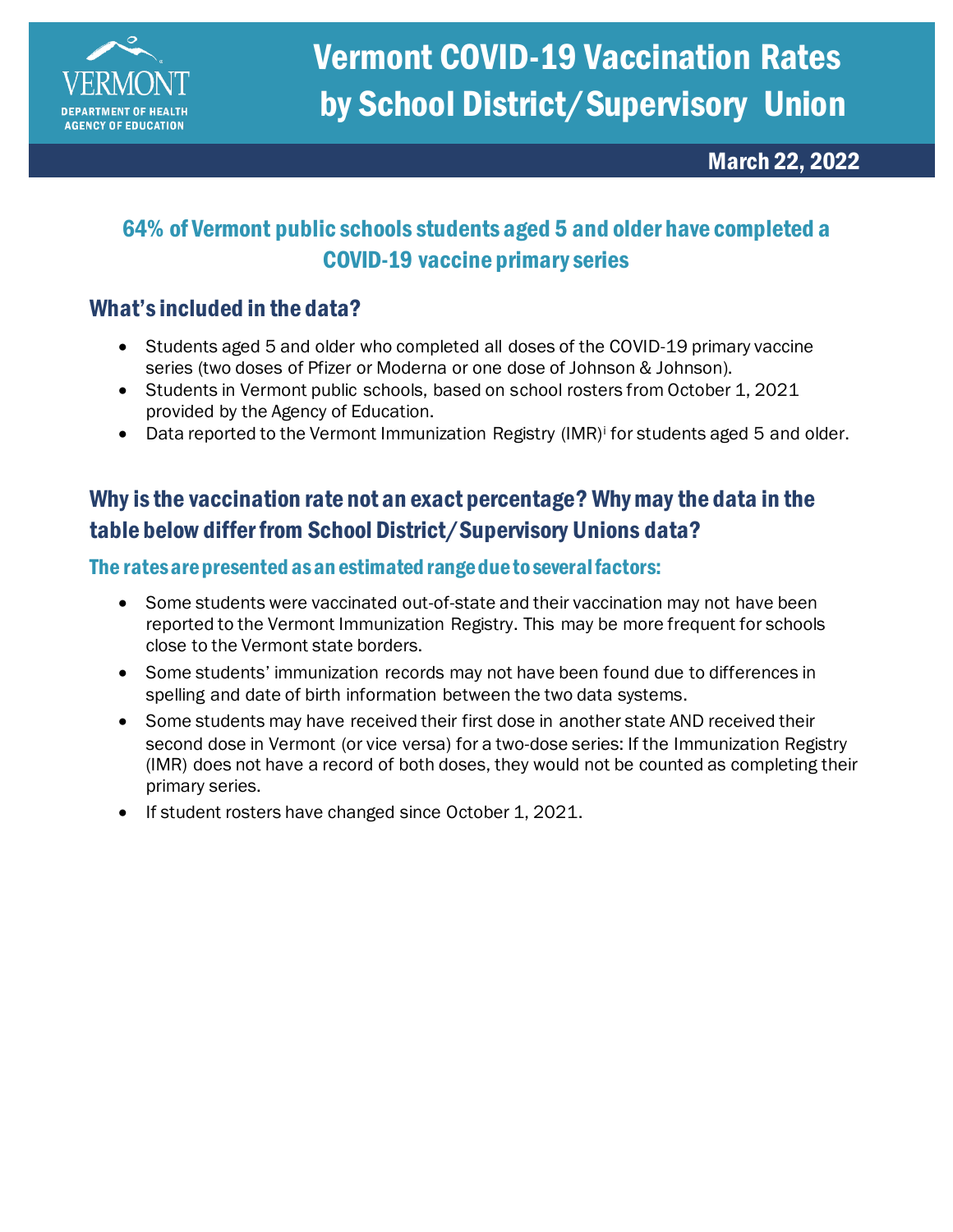VERMONT
DEPARTMENT OF HEALTH
AGENCY OF EDUCATION

# Vermont COVID-19 Vaccination Rates by School District/Supervisory Union

**March 22, 2022**

## 64% of Vermont public schools students aged 5 and older have completed a COVID-19 vaccine primary series

### What's included in the data?

- Students aged 5 and older who completed all doses of the COVID-19 primary vaccine series (two doses of Pfizer or Moderna or one dose of Johnson & Johnson).
- Students in Vermont public schools, based on school rosters from October 1, 2021 provided by the Agency of Education.
- Data reported to the Vermont Immunization Registry (IMR)[i] for students aged 5 and older.

### Why is the vaccination rate not an exact percentage? Why may the data in the table below differ from School District/Supervisory Unions data?

#### The rates are presented as an estimated range due to several factors:

- Some students were vaccinated out-of-state and their vaccination may not have been reported to the Vermont Immunization Registry. This may be more frequent for schools close to the Vermont state borders.
- Some students' immunization records may not have been found due to differences in spelling and date of birth information between the two data systems.
- Some students may have received their first dose in another state AND received their second dose in Vermont (or vice versa) for a two-dose series: If the Immunization Registry (IMR) does not have a record of both doses, they would not be counted as completing their primary series.
- If student rosters have changed since October 1, 2021.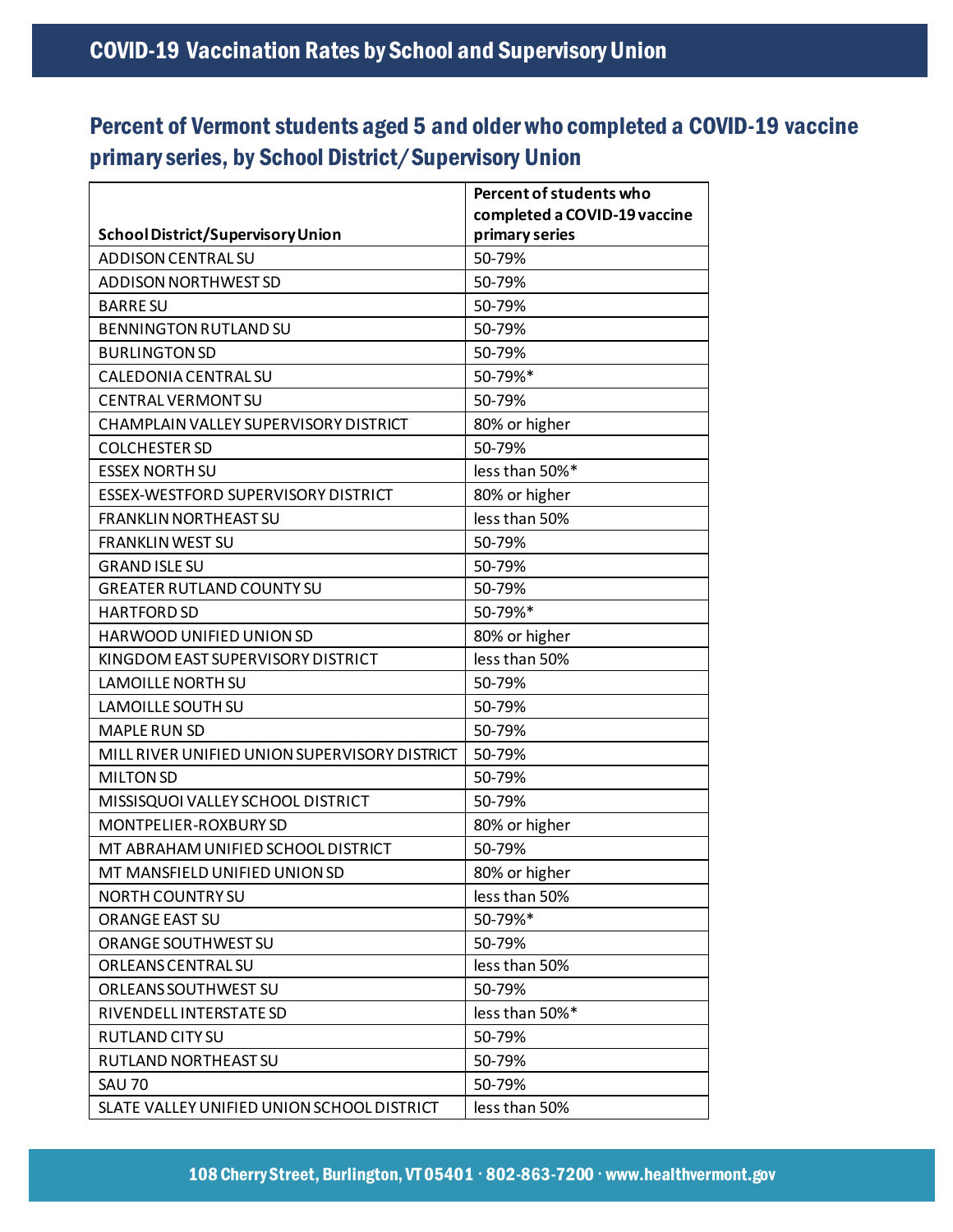# COVID-19 Vaccination Rates by School and Supervisory Union

## Percent of Vermont students aged 5 and older who completed a COVID-19 vaccine primary series, by School District/Supervisory Union

| School District/Supervisory Union | Percent of students who completed a COVID-19 vaccine primary series |
|---|---|
| ADDISON CENTRAL SU | 50-79% |
| ADDISON NORTHWEST SD | 50-79% |
| BARRE SU | 50-79% |
| BENNINGTON RUTLAND SU | 50-79% |
| BURLINGTON SD | 50-79% |
| CALEDONIA CENTRAL SU | 50-79%* |
| CENTRAL VERMONT SU | 50-79% |
| CHAMPLAIN VALLEY SUPERVISORY DISTRICT | 80% or higher |
| COLCHESTER SD | 50-79% |
| ESSEX NORTH SU | less than 50%* |
| ESSEX-WESTFORD SUPERVISORY DISTRICT | 80% or higher |
| FRANKLIN NORTHEAST SU | less than 50% |
| FRANKLIN WEST SU | 50-79% |
| GRAND ISLE SU | 50-79% |
| GREATER RUTLAND COUNTY SU | 50-79% |
| HARTFORD SD | 50-79%* |
| HARWOOD UNIFIED UNION SD | 80% or higher |
| KINGDOM EAST SUPERVISORY DISTRICT | less than 50% |
| LAMOILLE NORTH SU | 50-79% |
| LAMOILLE SOUTH SU | 50-79% |
| MAPLE RUN SD | 50-79% |
| MILL RIVER UNIFIED UNION SUPERVISORY DISTRICT | 50-79% |
| MILTON SD | 50-79% |
| MISSISQUOI VALLEY SCHOOL DISTRICT | 50-79% |
| MONTPELIER-ROXBURY SD | 80% or higher |
| MT ABRAHAM UNIFIED SCHOOL DISTRICT | 50-79% |
| MT MANSFIELD UNIFIED UNION SD | 80% or higher |
| NORTH COUNTRY SU | less than 50% |
| ORANGE EAST SU | 50-79%* |
| ORANGE SOUTHWEST SU | 50-79% |
| ORLEANS CENTRAL SU | less than 50% |
| ORLEANS SOUTHWEST SU | 50-79% |
| RIVENDELL INTERSTATE SD | less than 50%* |
| RUTLAND CITY SU | 50-79% |
| RUTLAND NORTHEAST SU | 50-79% |
| SAU 70 | 50-79% |
| SLATE VALLEY UNIFIED UNION SCHOOL DISTRICT | less than 50% |

108 Cherry Street, Burlington, VT 05401 · 802-863-7200 · www.healthvermont.gov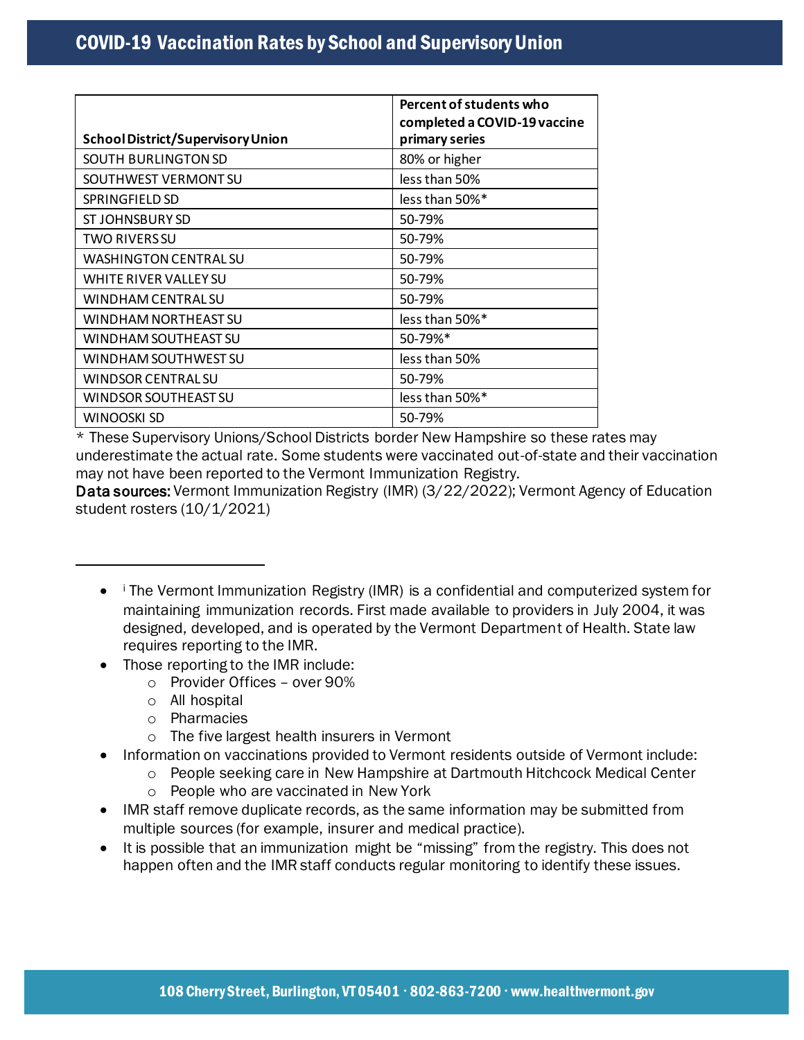## COVID-19 Vaccination Rates by School and Supervisory Union

| School District/Supervisory Union | Percent of students who completed a COVID-19 vaccine primary series |
|---|---|
| SOUTH BURLINGTON SD | 80% or higher |
| SOUTHWEST VERMONT SU | less than 50% |
| SPRINGFIELD SD | less than 50%* |
| ST JOHNSBURY SD | 50-79% |
| TWO RIVERS SU | 50-79% |
| WASHINGTON CENTRAL SU | 50-79% |
| WHITE RIVER VALLEY SU | 50-79% |
| WINDHAM CENTRAL SU | 50-79% |
| WINDHAM NORTHEAST SU | less than 50%* |
| WINDHAM SOUTHEAST SU | 50-79%* |
| WINDHAM SOUTHWEST SU | less than 50% |
| WINDSOR CENTRAL SU | 50-79% |
| WINDSOR SOUTHEAST SU | less than 50%* |
| WINOOSKI SD | 50-79% |

* These Supervisory Unions/School Districts border New Hampshire so these rates may underestimate the actual rate. Some students were vaccinated out-of-state and their vaccination may not have been reported to the Vermont Immunization Registry.

**Data sources:** Vermont Immunization Registry (IMR) (3/22/2022); Vermont Agency of Education student rosters (10/1/2021)

---

- [i] The Vermont Immunization Registry (IMR) is a confidential and computerized system for maintaining immunization records. First made available to providers in July 2004, it was designed, developed, and is operated by the Vermont Department of Health. State law requires reporting to the IMR.
- Those reporting to the IMR include:
  - Provider Offices – over 90%
  - All hospital
  - Pharmacies
  - The five largest health insurers in Vermont
- Information on vaccinations provided to Vermont residents outside of Vermont include:
  - People seeking care in New Hampshire at Dartmouth Hitchcock Medical Center
  - People who are vaccinated in New York
- IMR staff remove duplicate records, as the same information may be submitted from multiple sources (for example, insurer and medical practice).
- It is possible that an immunization might be "missing" from the registry. This does not happen often and the IMR staff conducts regular monitoring to identify these issues.